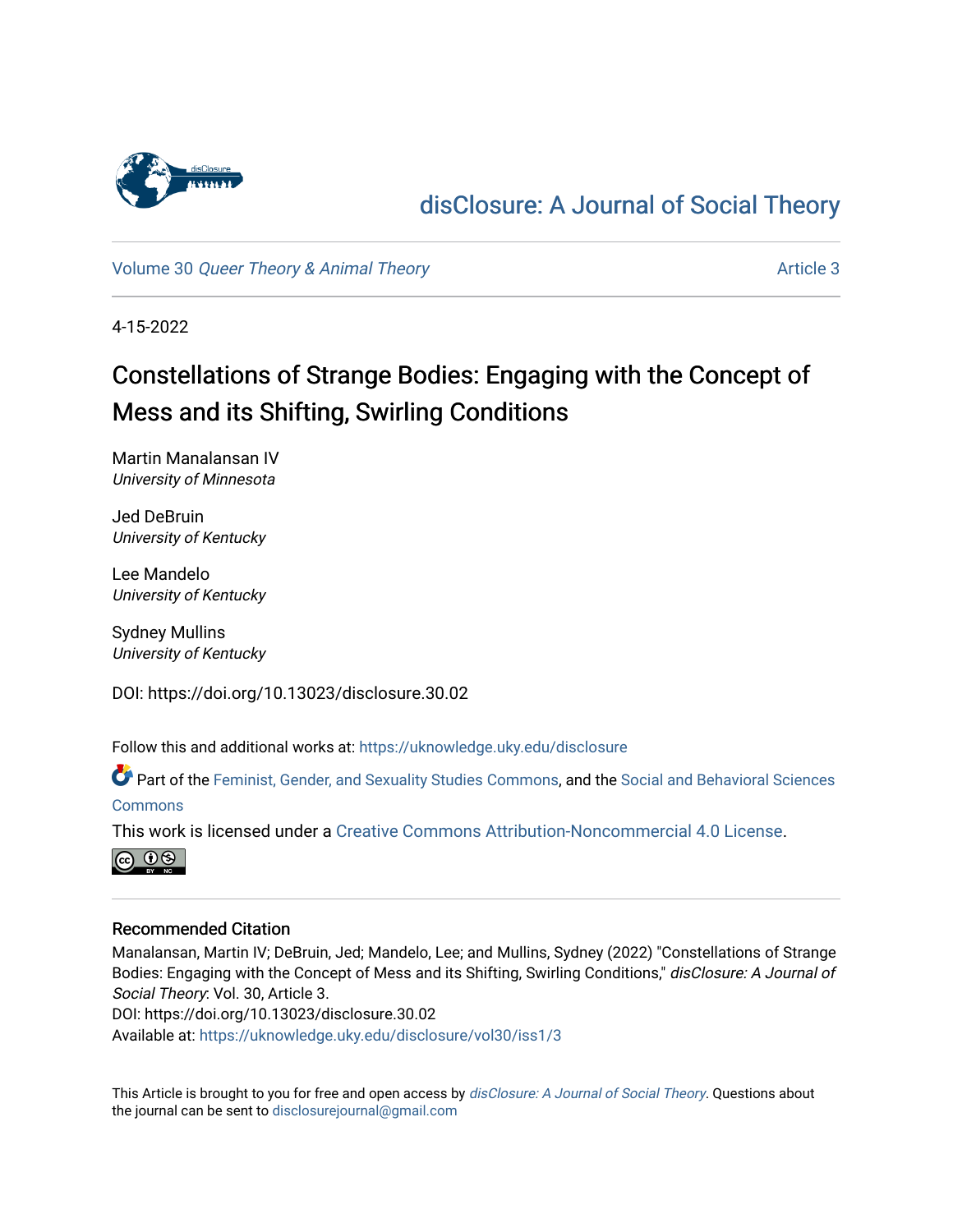# disClosure: A Journal of Social Theory

Volume 30 *Queer Theory & Animal Theory* | Article 3

4-15-2022

# Constellations of Strange Bodies: Engaging with the Concept of Mess and its Shifting, Swirling Conditions

Martin Manalansan IV
*University of Minnesota*

Jed DeBruin
*University of Kentucky*

Lee Mandelo
*University of Kentucky*

Sydney Mullins
*University of Kentucky*

DOI: https://doi.org/10.13023/disclosure.30.02

Follow this and additional works at: https://uknowledge.uky.edu/disclosure

Part of the Feminist, Gender, and Sexuality Studies Commons, and the Social and Behavioral Sciences Commons

This work is licensed under a Creative Commons Attribution-Noncommercial 4.0 License.

## Recommended Citation

Manalansan, Martin IV; DeBruin, Jed; Mandelo, Lee; and Mullins, Sydney (2022) "Constellations of Strange Bodies: Engaging with the Concept of Mess and its Shifting, Swirling Conditions," *disClosure: A Journal of Social Theory*: Vol. 30, Article 3.
DOI: https://doi.org/10.13023/disclosure.30.02
Available at: https://uknowledge.uky.edu/disclosure/vol30/iss1/3

This Article is brought to you for free and open access by *disClosure: A Journal of Social Theory*. Questions about the journal can be sent to disclosurejournal@gmail.com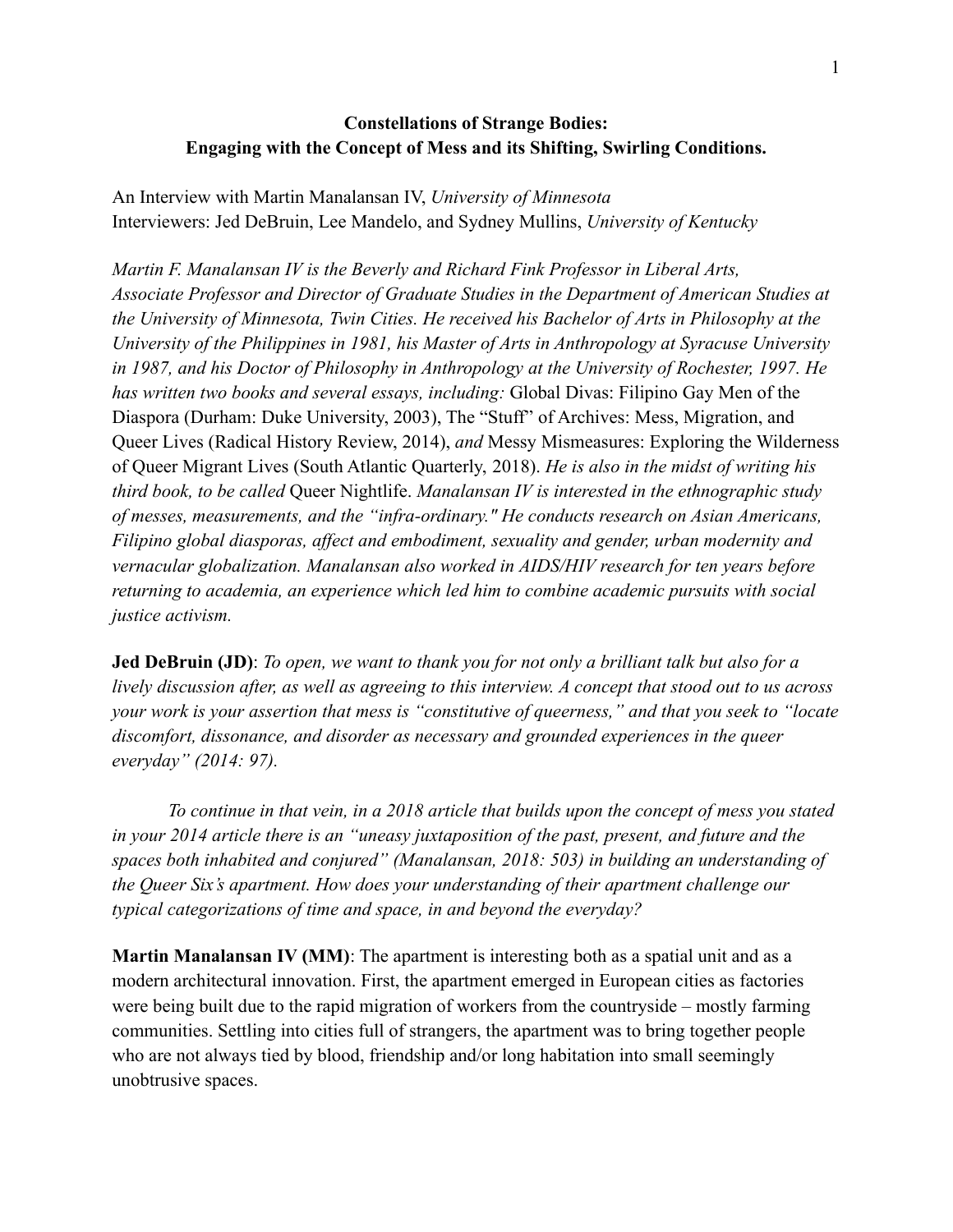**Constellations of Strange Bodies:**
**Engaging with the Concept of Mess and its Shifting, Swirling Conditions.**

An Interview with Martin Manalansan IV, *University of Minnesota*
Interviewers: Jed DeBruin, Lee Mandelo, and Sydney Mullins, *University of Kentucky*

*Martin F. Manalansan IV is the Beverly and Richard Fink Professor in Liberal Arts, Associate Professor and Director of Graduate Studies in the Department of American Studies at the University of Minnesota, Twin Cities. He received his Bachelor of Arts in Philosophy at the University of the Philippines in 1981, his Master of Arts in Anthropology at Syracuse University in 1987, and his Doctor of Philosophy in Anthropology at the University of Rochester, 1997. He has written two books and several essays, including:* Global Divas: Filipino Gay Men of the Diaspora (Durham: Duke University, 2003), The "Stuff" of Archives: Mess, Migration, and Queer Lives (Radical History Review, 2014), *and* Messy Mismeasures: Exploring the Wilderness of Queer Migrant Lives (South Atlantic Quarterly, 2018). *He is also in the midst of writing his third book, to be called* Queer Nightlife. *Manalansan IV is interested in the ethnographic study of messes, measurements, and the "infra-ordinary." He conducts research on Asian Americans, Filipino global diasporas, affect and embodiment, sexuality and gender, urban modernity and vernacular globalization. Manalansan also worked in AIDS/HIV research for ten years before returning to academia, an experience which led him to combine academic pursuits with social justice activism.*

**Jed DeBruin (JD)**: *To open, we want to thank you for not only a brilliant talk but also for a lively discussion after, as well as agreeing to this interview. A concept that stood out to us across your work is your assertion that mess is "constitutive of queerness," and that you seek to "locate discomfort, dissonance, and disorder as necessary and grounded experiences in the queer everyday" (2014: 97).*

*To continue in that vein, in a 2018 article that builds upon the concept of mess you stated in your 2014 article there is an "uneasy juxtaposition of the past, present, and future and the spaces both inhabited and conjured" (Manalansan, 2018: 503) in building an understanding of the Queer Six's apartment. How does your understanding of their apartment challenge our typical categorizations of time and space, in and beyond the everyday?*

**Martin Manalansan IV (MM)**: The apartment is interesting both as a spatial unit and as a modern architectural innovation. First, the apartment emerged in European cities as factories were being built due to the rapid migration of workers from the countryside – mostly farming communities. Settling into cities full of strangers, the apartment was to bring together people who are not always tied by blood, friendship and/or long habitation into small seemingly unobtrusive spaces.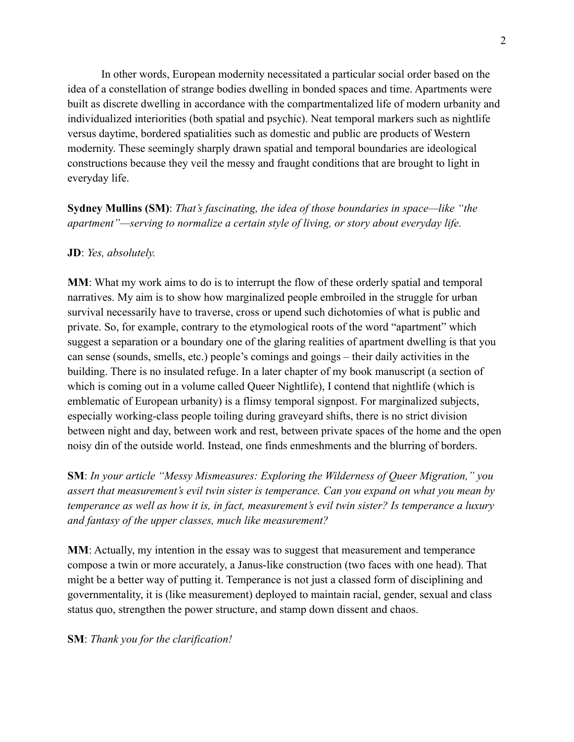In other words, European modernity necessitated a particular social order based on the idea of a constellation of strange bodies dwelling in bonded spaces and time. Apartments were built as discrete dwelling in accordance with the compartmentalized life of modern urbanity and individualized interiorities (both spatial and psychic). Neat temporal markers such as nightlife versus daytime, bordered spatialities such as domestic and public are products of Western modernity. These seemingly sharply drawn spatial and temporal boundaries are ideological constructions because they veil the messy and fraught conditions that are brought to light in everyday life.

**Sydney Mullins (SM)**: *That's fascinating, the idea of those boundaries in space—like "the apartment"—serving to normalize a certain style of living, or story about everyday life.*

**JD**: *Yes, absolutely.*

**MM**: What my work aims to do is to interrupt the flow of these orderly spatial and temporal narratives. My aim is to show how marginalized people embroiled in the struggle for urban survival necessarily have to traverse, cross or upend such dichotomies of what is public and private. So, for example, contrary to the etymological roots of the word "apartment" which suggest a separation or a boundary one of the glaring realities of apartment dwelling is that you can sense (sounds, smells, etc.) people's comings and goings – their daily activities in the building. There is no insulated refuge. In a later chapter of my book manuscript (a section of which is coming out in a volume called Queer Nightlife), I contend that nightlife (which is emblematic of European urbanity) is a flimsy temporal signpost. For marginalized subjects, especially working-class people toiling during graveyard shifts, there is no strict division between night and day, between work and rest, between private spaces of the home and the open noisy din of the outside world. Instead, one finds enmeshments and the blurring of borders.

**SM**: *In your article "Messy Mismeasures: Exploring the Wilderness of Queer Migration," you assert that measurement's evil twin sister is temperance. Can you expand on what you mean by temperance as well as how it is, in fact, measurement's evil twin sister? Is temperance a luxury and fantasy of the upper classes, much like measurement?*

**MM**: Actually, my intention in the essay was to suggest that measurement and temperance compose a twin or more accurately, a Janus-like construction (two faces with one head). That might be a better way of putting it. Temperance is not just a classed form of disciplining and governmentality, it is (like measurement) deployed to maintain racial, gender, sexual and class status quo, strengthen the power structure, and stamp down dissent and chaos.

**SM**: *Thank you for the clarification!*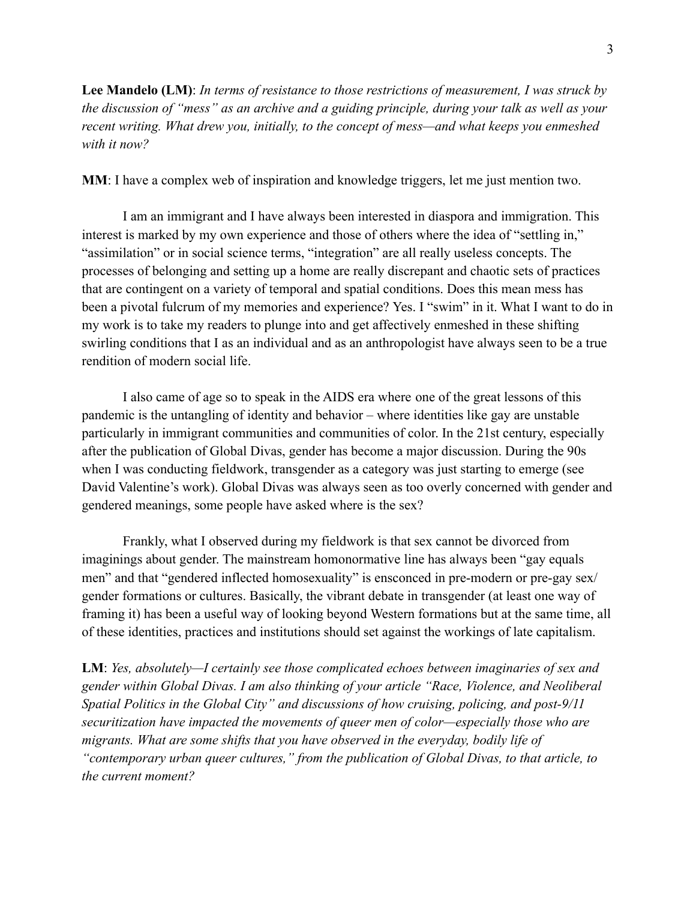**Lee Mandelo (LM)**: *In terms of resistance to those restrictions of measurement, I was struck by the discussion of "mess" as an archive and a guiding principle, during your talk as well as your recent writing. What drew you, initially, to the concept of mess—and what keeps you enmeshed with it now?*

**MM**: I have a complex web of inspiration and knowledge triggers, let me just mention two.

I am an immigrant and I have always been interested in diaspora and immigration. This interest is marked by my own experience and those of others where the idea of "settling in," "assimilation" or in social science terms, "integration" are all really useless concepts. The processes of belonging and setting up a home are really discrepant and chaotic sets of practices that are contingent on a variety of temporal and spatial conditions. Does this mean mess has been a pivotal fulcrum of my memories and experience? Yes. I "swim" in it. What I want to do in my work is to take my readers to plunge into and get affectively enmeshed in these shifting swirling conditions that I as an individual and as an anthropologist have always seen to be a true rendition of modern social life.

I also came of age so to speak in the AIDS era where one of the great lessons of this pandemic is the untangling of identity and behavior – where identities like gay are unstable particularly in immigrant communities and communities of color. In the 21st century, especially after the publication of Global Divas, gender has become a major discussion. During the 90s when I was conducting fieldwork, transgender as a category was just starting to emerge (see David Valentine's work). Global Divas was always seen as too overly concerned with gender and gendered meanings, some people have asked where is the sex?

Frankly, what I observed during my fieldwork is that sex cannot be divorced from imaginings about gender. The mainstream homonormative line has always been "gay equals men" and that "gendered inflected homosexuality" is ensconced in pre-modern or pre-gay sex/gender formations or cultures. Basically, the vibrant debate in transgender (at least one way of framing it) has been a useful way of looking beyond Western formations but at the same time, all of these identities, practices and institutions should set against the workings of late capitalism.

**LM**: *Yes, absolutely—I certainly see those complicated echoes between imaginaries of sex and gender within Global Divas. I am also thinking of your article "Race, Violence, and Neoliberal Spatial Politics in the Global City" and discussions of how cruising, policing, and post-9/11 securitization have impacted the movements of queer men of color—especially those who are migrants. What are some shifts that you have observed in the everyday, bodily life of "contemporary urban queer cultures," from the publication of Global Divas, to that article, to the current moment?*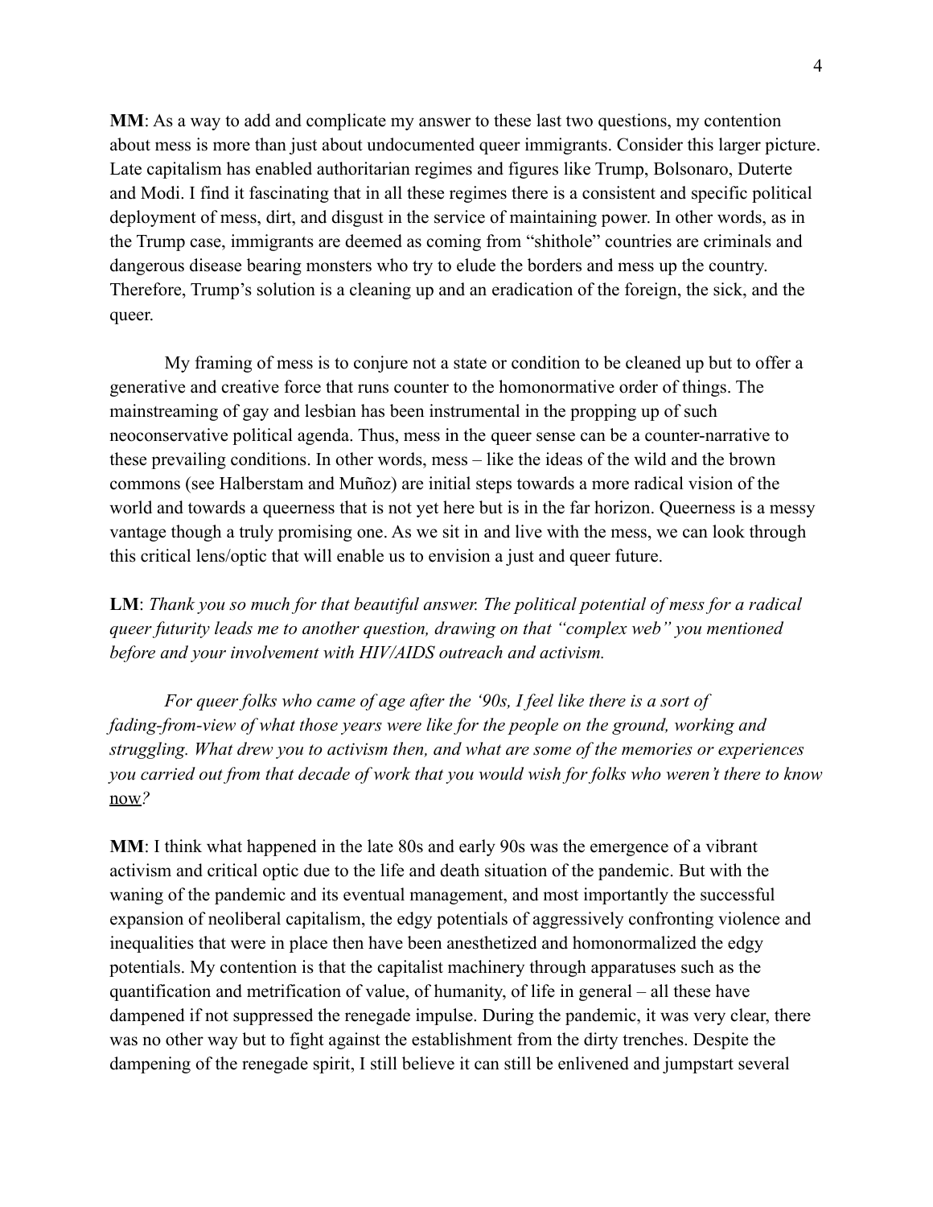**MM**: As a way to add and complicate my answer to these last two questions, my contention about mess is more than just about undocumented queer immigrants. Consider this larger picture. Late capitalism has enabled authoritarian regimes and figures like Trump, Bolsonaro, Duterte and Modi. I find it fascinating that in all these regimes there is a consistent and specific political deployment of mess, dirt, and disgust in the service of maintaining power. In other words, as in the Trump case, immigrants are deemed as coming from "shithole" countries are criminals and dangerous disease bearing monsters who try to elude the borders and mess up the country. Therefore, Trump's solution is a cleaning up and an eradication of the foreign, the sick, and the queer.

My framing of mess is to conjure not a state or condition to be cleaned up but to offer a generative and creative force that runs counter to the homonormative order of things. The mainstreaming of gay and lesbian has been instrumental in the propping up of such neoconservative political agenda. Thus, mess in the queer sense can be a counter-narrative to these prevailing conditions. In other words, mess – like the ideas of the wild and the brown commons (see Halberstam and Muñoz) are initial steps towards a more radical vision of the world and towards a queerness that is not yet here but is in the far horizon. Queerness is a messy vantage though a truly promising one. As we sit in and live with the mess, we can look through this critical lens/optic that will enable us to envision a just and queer future.

**LM**: *Thank you so much for that beautiful answer. The political potential of mess for a radical queer futurity leads me to another question, drawing on that "complex web" you mentioned before and your involvement with HIV/AIDS outreach and activism.*

*For queer folks who came of age after the '90s, I feel like there is a sort of fading-from-view of what those years were like for the people on the ground, working and struggling. What drew you to activism then, and what are some of the memories or experiences you carried out from that decade of work that you would wish for folks who weren't there to know* <u>now</u>*?*

**MM**: I think what happened in the late 80s and early 90s was the emergence of a vibrant activism and critical optic due to the life and death situation of the pandemic. But with the waning of the pandemic and its eventual management, and most importantly the successful expansion of neoliberal capitalism, the edgy potentials of aggressively confronting violence and inequalities that were in place then have been anesthetized and homonormalized the edgy potentials. My contention is that the capitalist machinery through apparatuses such as the quantification and metrification of value, of humanity, of life in general – all these have dampened if not suppressed the renegade impulse. During the pandemic, it was very clear, there was no other way but to fight against the establishment from the dirty trenches. Despite the dampening of the renegade spirit, I still believe it can still be enlivened and jumpstart several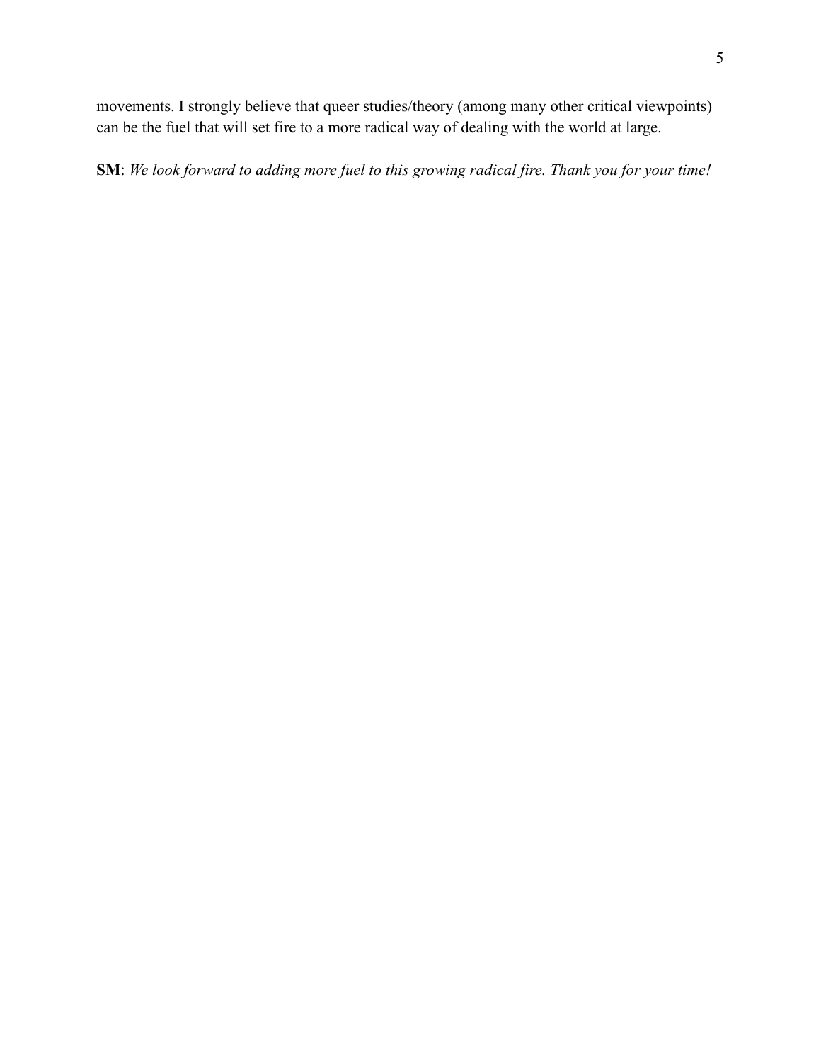movements. I strongly believe that queer studies/theory (among many other critical viewpoints) can be the fuel that will set fire to a more radical way of dealing with the world at large.

**SM**: *We look forward to adding more fuel to this growing radical fire. Thank you for your time!*